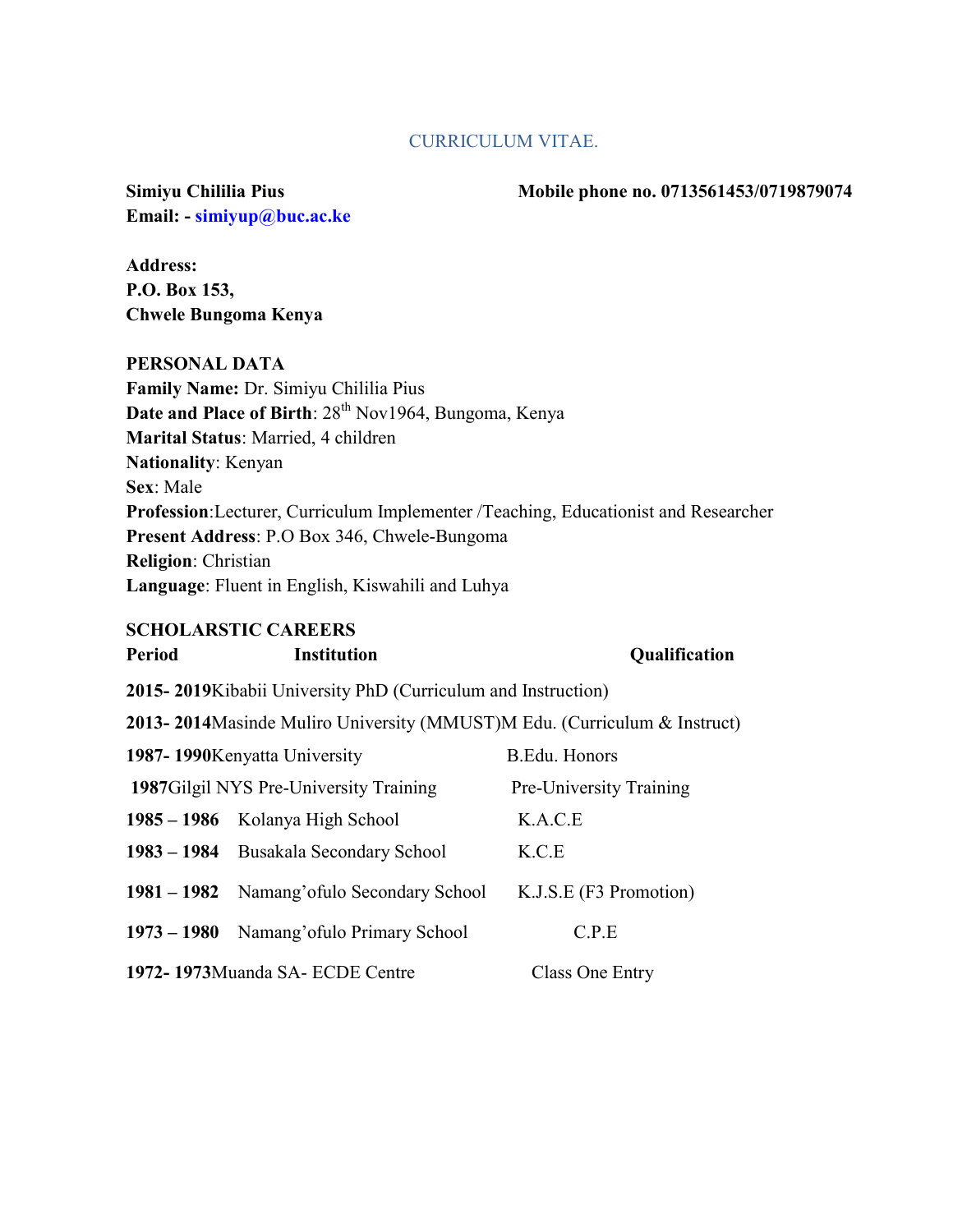# CURRICULUM VITAE.

**Simiyu Chililia Pius** **Mobile phone no. 0713561453/0719879074**

**Email: - simiyup@buc.ac.ke**

**Address:**
**P.O. Box 153,**
**Chwele Bungoma Kenya**

**PERSONAL DATA**

**Family Name:** Dr. Simiyu Chililia Pius
**Date and Place of Birth**: 28th Nov1964, Bungoma, Kenya
**Marital Status**: Married, 4 children
**Nationality**: Kenyan
**Sex**: Male
**Profession**:Lecturer, Curriculum Implementer /Teaching, Educationist and Researcher
**Present Address**: P.O Box 346, Chwele-Bungoma
**Religion**: Christian
**Language**: Fluent in English, Kiswahili and Luhya

**SCHOLARSTIC CAREERS**

| **Period** | **Institution** | **Qualification** |
|---|---|---|
| **2015- 2019** | Kibabii University | PhD (Curriculum and Instruction) |
| **2013- 2014** | Masinde Muliro University (MMUST) | M Edu. (Curriculum & Instruct) |
| **1987- 1990** | Kenyatta University | B.Edu. Honors |
| **1987** | Gilgil NYS Pre-University Training | Pre-University Training |
| **1985 – 1986** | Kolanya High School | K.A.C.E |
| **1983 – 1984** | Busakala Secondary School | K.C.E |
| **1981 – 1982** | Namang'ofulo Secondary School | K.J.S.E (F3 Promotion) |
| **1973 – 1980** | Namang'ofulo Primary School | C.P.E |
| **1972- 1973** | Muanda SA- ECDE Centre | Class One Entry |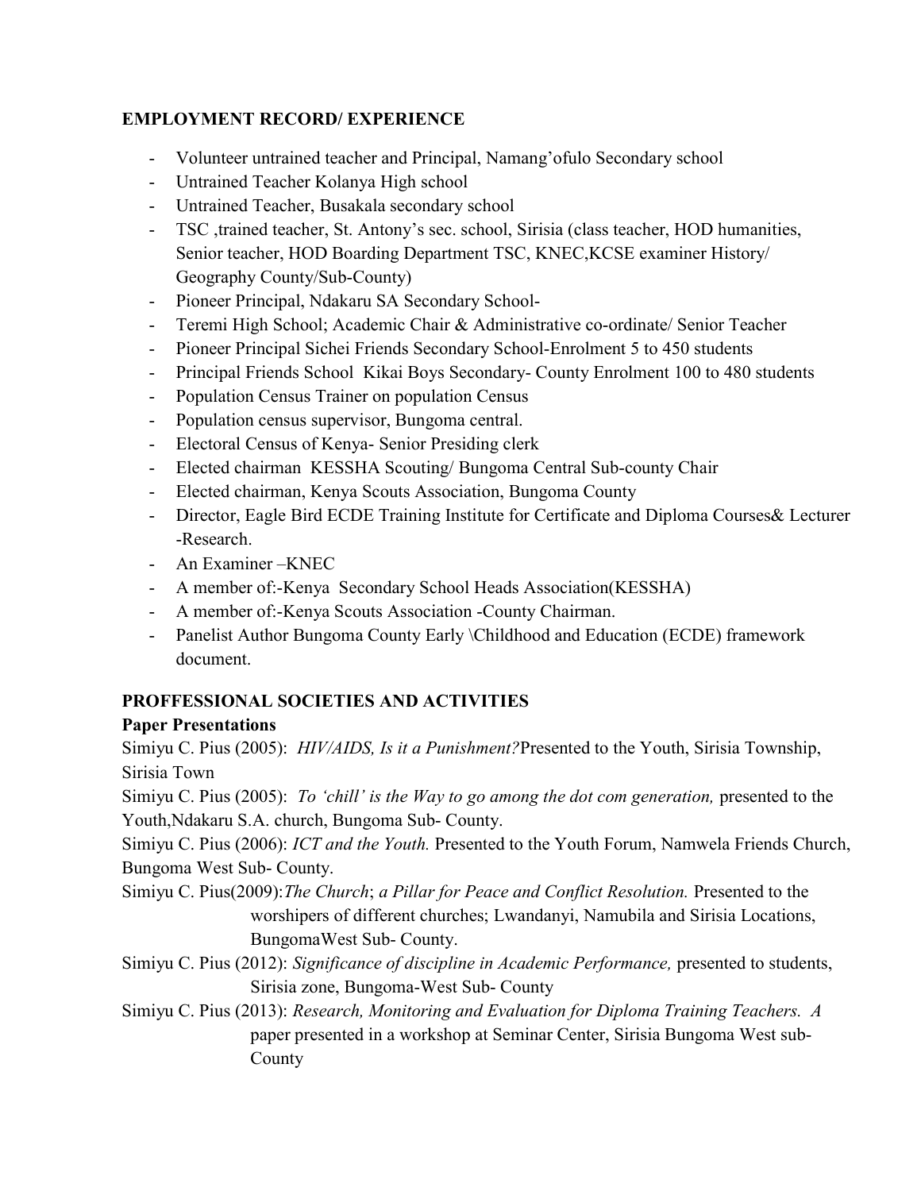**EMPLOYMENT RECORD/ EXPERIENCE**

- Volunteer untrained teacher and Principal, Namang'ofulo Secondary school
- Untrained Teacher Kolanya High school
- Untrained Teacher, Busakala secondary school
- TSC ,trained teacher, St. Antony's sec. school, Sirisia (class teacher, HOD humanities, Senior teacher, HOD Boarding Department TSC, KNEC,KCSE examiner History/ Geography County/Sub-County)
- Pioneer Principal, Ndakaru SA Secondary School-
- Teremi High School; Academic Chair & Administrative co-ordinate/ Senior Teacher
- Pioneer Principal Sichei Friends Secondary School-Enrolment 5 to 450 students
- Principal Friends School Kikai Boys Secondary- County Enrolment 100 to 480 students
- Population Census Trainer on population Census
- Population census supervisor, Bungoma central.
- Electoral Census of Kenya- Senior Presiding clerk
- Elected chairman KESSHA Scouting/ Bungoma Central Sub-county Chair
- Elected chairman, Kenya Scouts Association, Bungoma County
- Director, Eagle Bird ECDE Training Institute for Certificate and Diploma Courses& Lecturer -Research.
- An Examiner –KNEC
- A member of:-Kenya Secondary School Heads Association(KESSHA)
- A member of:-Kenya Scouts Association -County Chairman.
- Panelist Author Bungoma County Early \Childhood and Education (ECDE) framework document.

**PROFFESSIONAL SOCIETIES AND ACTIVITIES**

**Paper Presentations**

Simiyu C. Pius (2005): *HIV/AIDS, Is it a Punishment?*Presented to the Youth, Sirisia Township, Sirisia Town

Simiyu C. Pius (2005): *To 'chill' is the Way to go among the dot com generation,* presented to the Youth,Ndakaru S.A. church, Bungoma Sub- County.

Simiyu C. Pius (2006): *ICT and the Youth.* Presented to the Youth Forum, Namwela Friends Church, Bungoma West Sub- County.

Simiyu C. Pius(2009):*The Church*; *a Pillar for Peace and Conflict Resolution.* Presented to the worshipers of different churches; Lwandanyi, Namubila and Sirisia Locations, BungomaWest Sub- County.

Simiyu C. Pius (2012): *Significance of discipline in Academic Performance,* presented to students, Sirisia zone, Bungoma-West Sub- County

Simiyu C. Pius (2013): *Research, Monitoring and Evaluation for Diploma Training Teachers. A* paper presented in a workshop at Seminar Center, Sirisia Bungoma West sub-County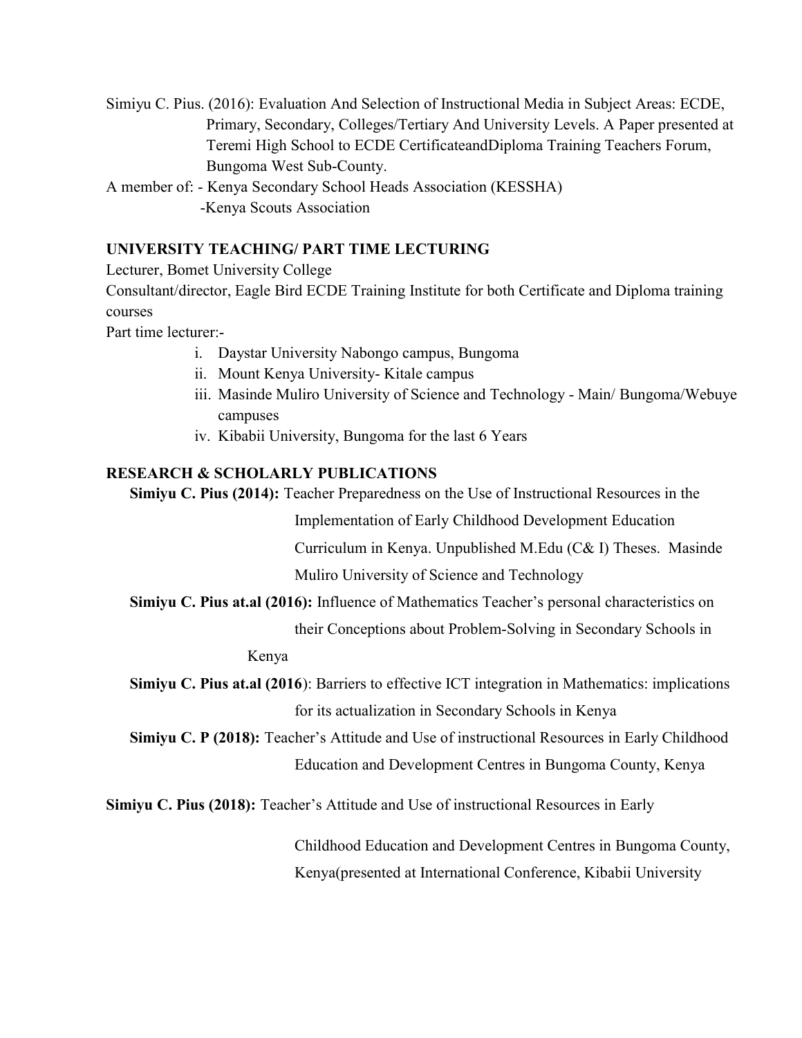Simiyu C. Pius. (2016): Evaluation And Selection of Instructional Media in Subject Areas: ECDE, Primary, Secondary, Colleges/Tertiary And University Levels. A Paper presented at Teremi High School to ECDE CertificateandDiploma Training Teachers Forum, Bungoma West Sub-County.

A member of: - Kenya Secondary School Heads Association (KESSHA)
-Kenya Scouts Association

## UNIVERSITY TEACHING/ PART TIME LECTURING

Lecturer, Bomet University College

Consultant/director, Eagle Bird ECDE Training Institute for both Certificate and Diploma training courses

Part time lecturer:-

i. Daystar University Nabongo campus, Bungoma
ii. Mount Kenya University- Kitale campus
iii. Masinde Muliro University of Science and Technology - Main/ Bungoma/Webuye campuses
iv. Kibabii University, Bungoma for the last 6 Years

## RESEARCH & SCHOLARLY PUBLICATIONS

**Simiyu C. Pius (2014):** Teacher Preparedness on the Use of Instructional Resources in the Implementation of Early Childhood Development Education Curriculum in Kenya. Unpublished M.Edu (C& I) Theses. Masinde Muliro University of Science and Technology

**Simiyu C. Pius at.al (2016):** Influence of Mathematics Teacher's personal characteristics on their Conceptions about Problem-Solving in Secondary Schools in Kenya

**Simiyu C. Pius at.al (2016**): Barriers to effective ICT integration in Mathematics: implications for its actualization in Secondary Schools in Kenya

**Simiyu C. P (2018):** Teacher's Attitude and Use of instructional Resources in Early Childhood Education and Development Centres in Bungoma County, Kenya

**Simiyu C. Pius (2018):** Teacher's Attitude and Use of instructional Resources in Early Childhood Education and Development Centres in Bungoma County, Kenya(presented at International Conference, Kibabii University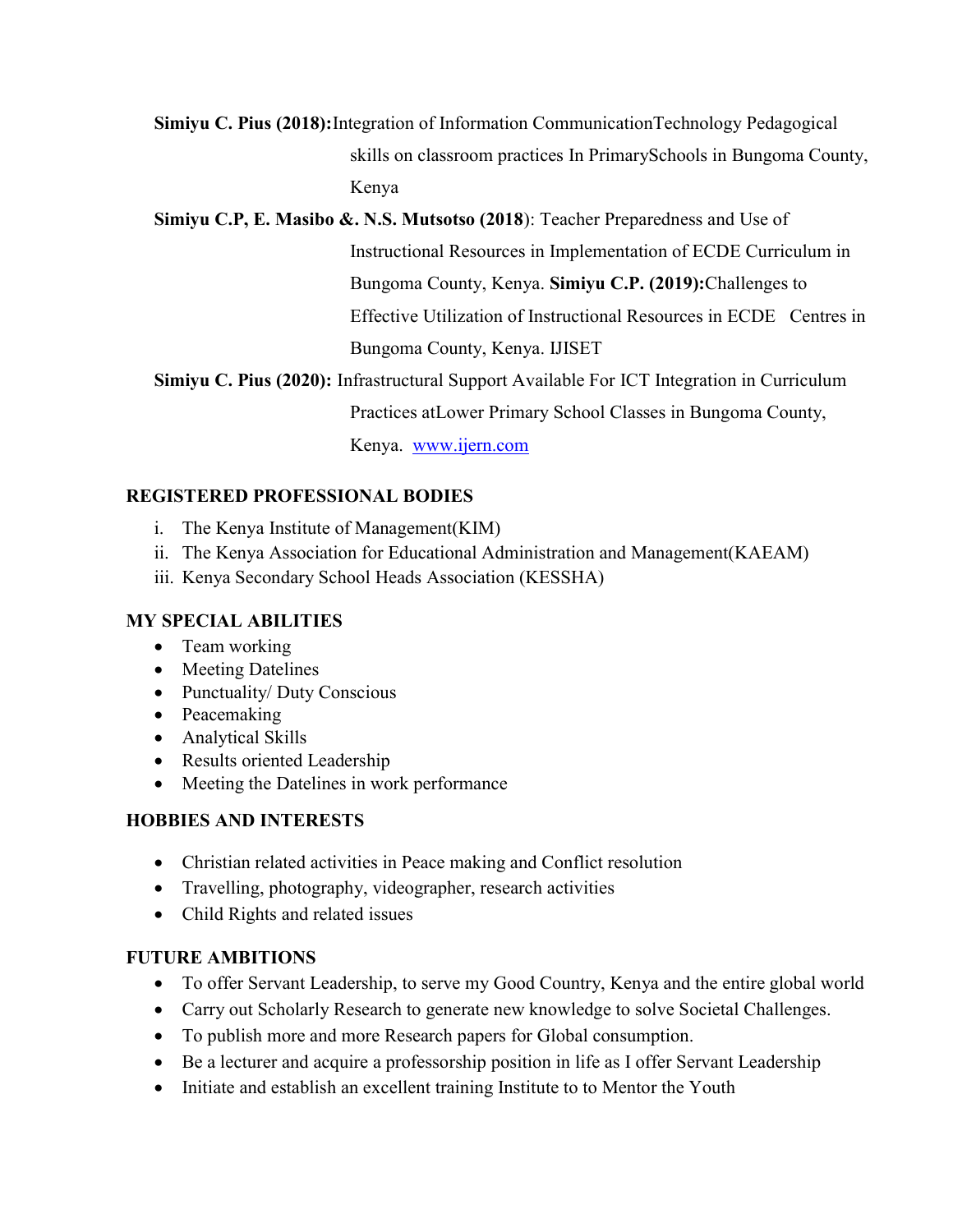**Simiyu C. Pius (2018):**Integration of Information CommunicationTechnology Pedagogical skills on classroom practices In PrimarySchools in Bungoma County, Kenya

**Simiyu C.P, E. Masibo &. N.S. Mutsotso (2018**): Teacher Preparedness and Use of Instructional Resources in Implementation of ECDE Curriculum in Bungoma County, Kenya. **Simiyu C.P. (2019):**Challenges to Effective Utilization of Instructional Resources in ECDE Centres in Bungoma County, Kenya. IJISET

**Simiyu C. Pius (2020):** Infrastructural Support Available For ICT Integration in Curriculum Practices atLower Primary School Classes in Bungoma County, Kenya. [www.ijern.com](www.ijern.com)

## REGISTERED PROFESSIONAL BODIES

i. The Kenya Institute of Management(KIM)
ii. The Kenya Association for Educational Administration and Management(KAEAM)
iii. Kenya Secondary School Heads Association (KESSHA)

## MY SPECIAL ABILITIES

- Team working
- Meeting Datelines
- Punctuality/ Duty Conscious
- Peacemaking
- Analytical Skills
- Results oriented Leadership
- Meeting the Datelines in work performance

## HOBBIES AND INTERESTS

- Christian related activities in Peace making and Conflict resolution
- Travelling, photography, videographer, research activities
- Child Rights and related issues

## FUTURE AMBITIONS

- To offer Servant Leadership, to serve my Good Country, Kenya and the entire global world
- Carry out Scholarly Research to generate new knowledge to solve Societal Challenges.
- To publish more and more Research papers for Global consumption.
- Be a lecturer and acquire a professorship position in life as I offer Servant Leadership
- Initiate and establish an excellent training Institute to to Mentor the Youth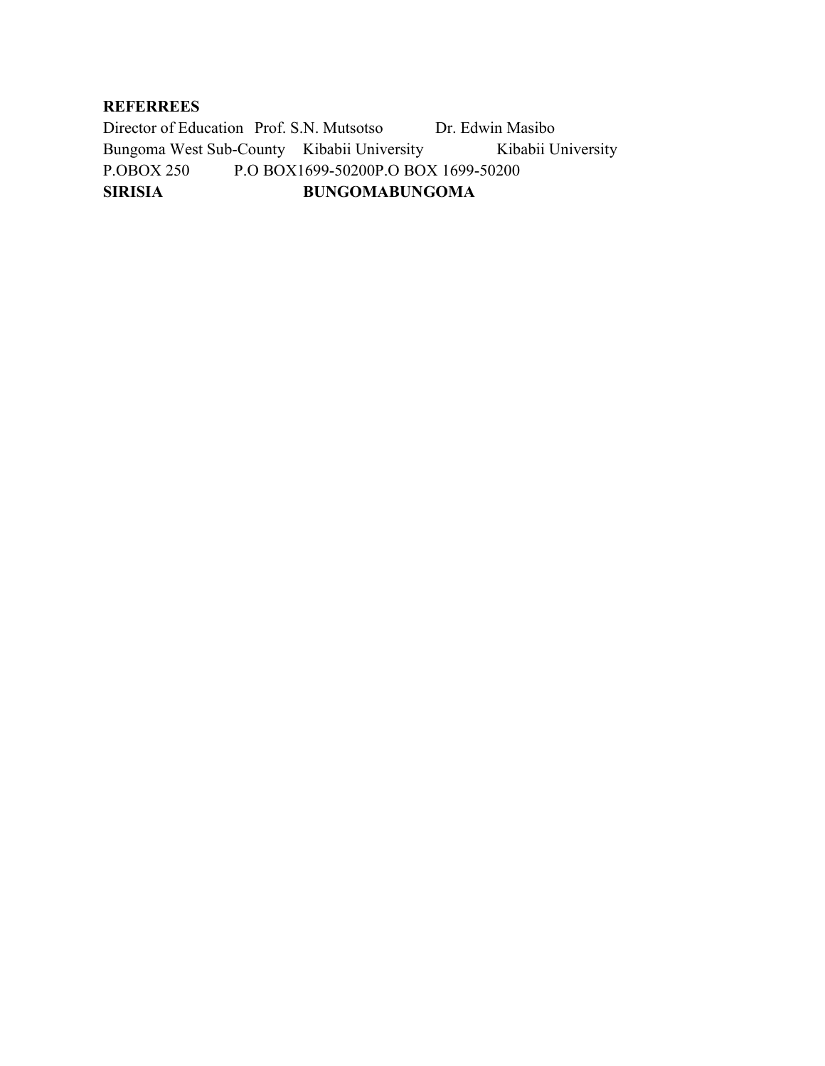**REFERREES**

| | | |
|---|---|---|
| Director of Education | Prof. S.N. Mutsotso | Dr. Edwin Masibo |
| Bungoma West Sub-County | Kibabii University | Kibabii University |
| P.OBOX 250 | P.O BOX1699-50200 | P.O BOX 1699-50200 |
| **SIRISIA** | **BUNGOMA** | **BUNGOMA** |